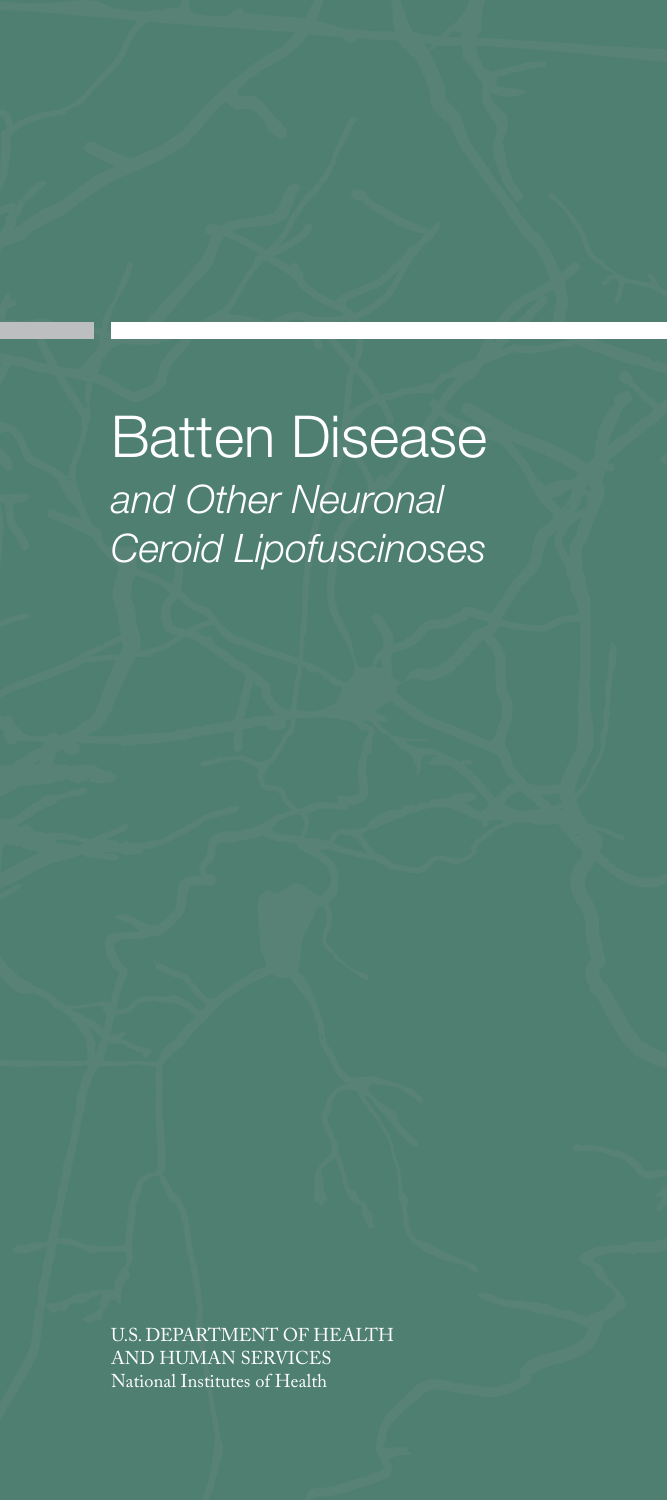# Batten Disease

*and Other Neuronal Ceroid Lipofuscinoses*

U.S. DEPARTMENT OF HEALTH AND HUMAN SERVICES
National Institutes of Health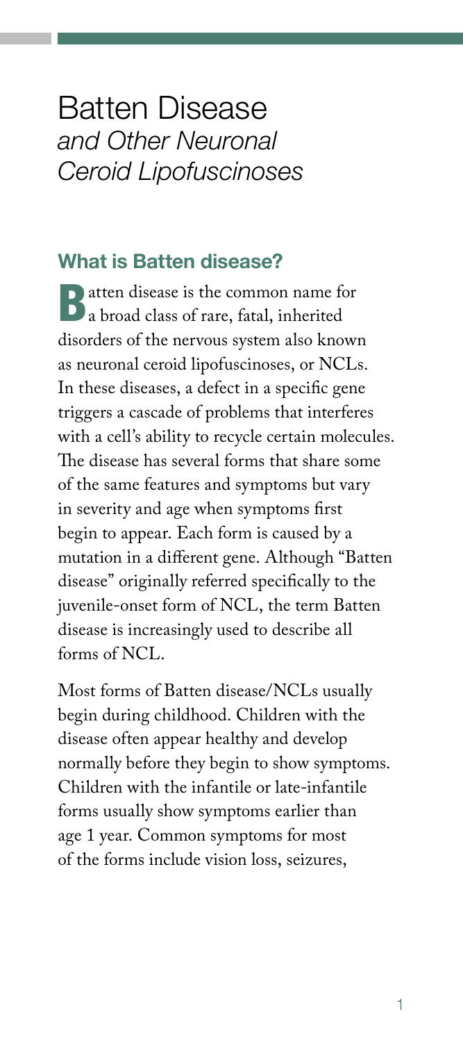# Batten Disease *and Other Neuronal Ceroid Lipofuscinoses*

## What is Batten disease?

Batten disease is the common name for a broad class of rare, fatal, inherited disorders of the nervous system also known as neuronal ceroid lipofuscinoses, or NCLs. In these diseases, a defect in a specific gene triggers a cascade of problems that interferes with a cell's ability to recycle certain molecules. The disease has several forms that share some of the same features and symptoms but vary in severity and age when symptoms first begin to appear. Each form is caused by a mutation in a different gene. Although "Batten disease" originally referred specifically to the juvenile-onset form of NCL, the term Batten disease is increasingly used to describe all forms of NCL.

Most forms of Batten disease/NCLs usually begin during childhood. Children with the disease often appear healthy and develop normally before they begin to show symptoms. Children with the infantile or late-infantile forms usually show symptoms earlier than age 1 year. Common symptoms for most of the forms include vision loss, seizures,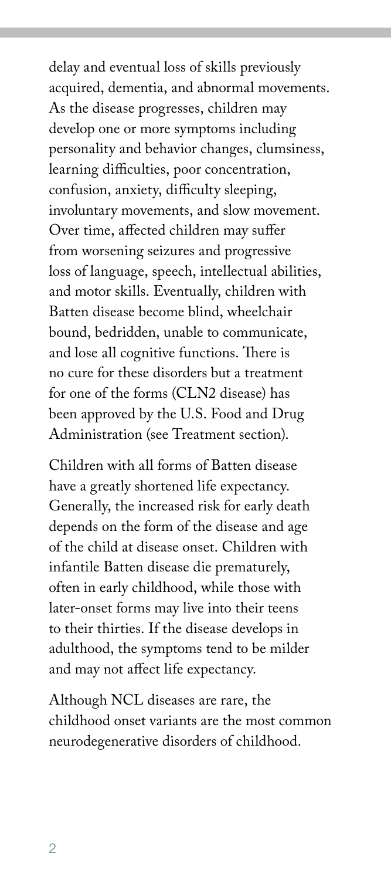delay and eventual loss of skills previously acquired, dementia, and abnormal movements. As the disease progresses, children may develop one or more symptoms including personality and behavior changes, clumsiness, learning difficulties, poor concentration, confusion, anxiety, difficulty sleeping, involuntary movements, and slow movement. Over time, affected children may suffer from worsening seizures and progressive loss of language, speech, intellectual abilities, and motor skills. Eventually, children with Batten disease become blind, wheelchair bound, bedridden, unable to communicate, and lose all cognitive functions. There is no cure for these disorders but a treatment for one of the forms (CLN2 disease) has been approved by the U.S. Food and Drug Administration (see Treatment section).

Children with all forms of Batten disease have a greatly shortened life expectancy. Generally, the increased risk for early death depends on the form of the disease and age of the child at disease onset. Children with infantile Batten disease die prematurely, often in early childhood, while those with later-onset forms may live into their teens to their thirties. If the disease develops in adulthood, the symptoms tend to be milder and may not affect life expectancy.

Although NCL diseases are rare, the childhood onset variants are the most common neurodegenerative disorders of childhood.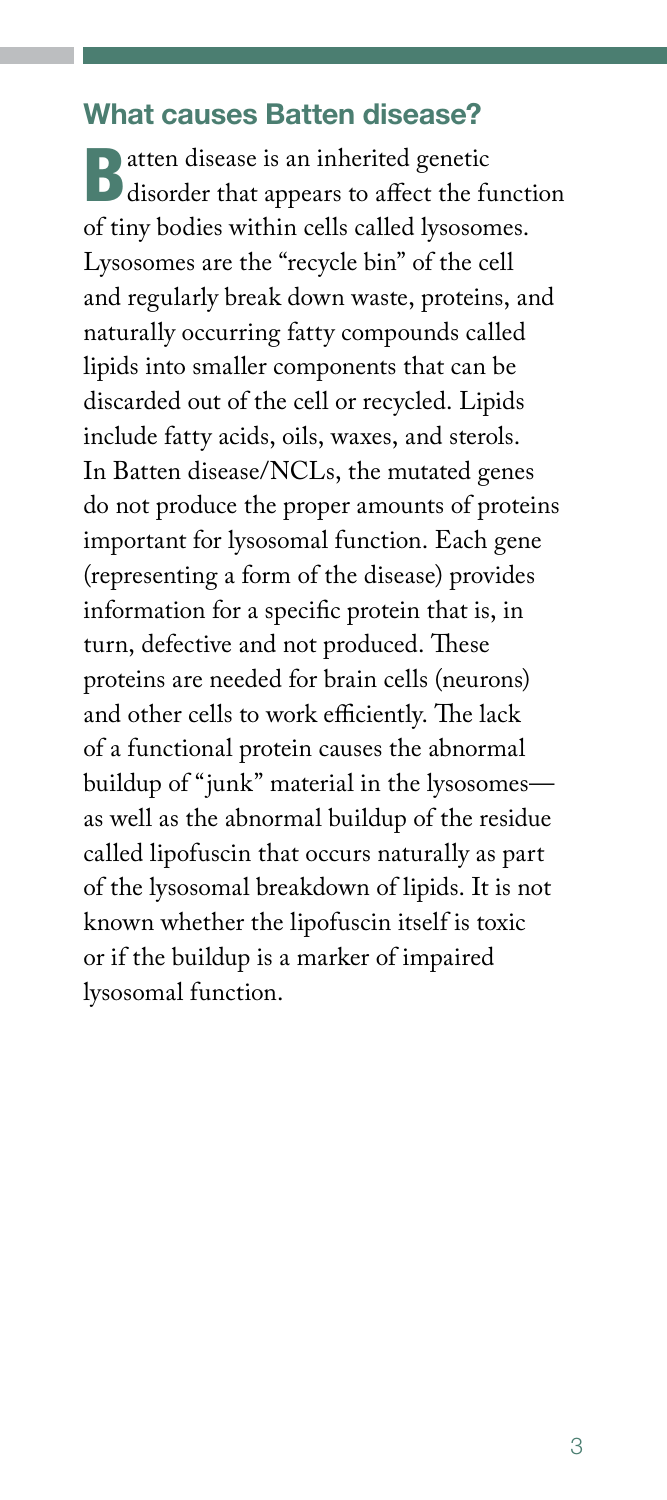## What causes Batten disease?

Batten disease is an inherited genetic disorder that appears to affect the function of tiny bodies within cells called lysosomes. Lysosomes are the "recycle bin" of the cell and regularly break down waste, proteins, and naturally occurring fatty compounds called lipids into smaller components that can be discarded out of the cell or recycled. Lipids include fatty acids, oils, waxes, and sterols. In Batten disease/NCLs, the mutated genes do not produce the proper amounts of proteins important for lysosomal function. Each gene (representing a form of the disease) provides information for a specific protein that is, in turn, defective and not produced. These proteins are needed for brain cells (neurons) and other cells to work efficiently. The lack of a functional protein causes the abnormal buildup of "junk" material in the lysosomes—as well as the abnormal buildup of the residue called lipofuscin that occurs naturally as part of the lysosomal breakdown of lipids. It is not known whether the lipofuscin itself is toxic or if the buildup is a marker of impaired lysosomal function.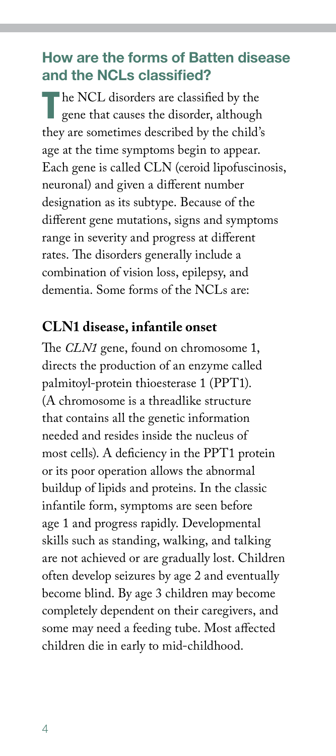## How are the forms of Batten disease and the NCLs classified?

The NCL disorders are classified by the gene that causes the disorder, although they are sometimes described by the child's age at the time symptoms begin to appear. Each gene is called CLN (ceroid lipofuscinosis, neuronal) and given a different number designation as its subtype. Because of the different gene mutations, signs and symptoms range in severity and progress at different rates. The disorders generally include a combination of vision loss, epilepsy, and dementia. Some forms of the NCLs are:

### CLN1 disease, infantile onset

The *CLN1* gene, found on chromosome 1, directs the production of an enzyme called palmitoyl-protein thioesterase 1 (PPT1). (A chromosome is a threadlike structure that contains all the genetic information needed and resides inside the nucleus of most cells). A deficiency in the PPT1 protein or its poor operation allows the abnormal buildup of lipids and proteins. In the classic infantile form, symptoms are seen before age 1 and progress rapidly. Developmental skills such as standing, walking, and talking are not achieved or are gradually lost. Children often develop seizures by age 2 and eventually become blind. By age 3 children may become completely dependent on their caregivers, and some may need a feeding tube. Most affected children die in early to mid-childhood.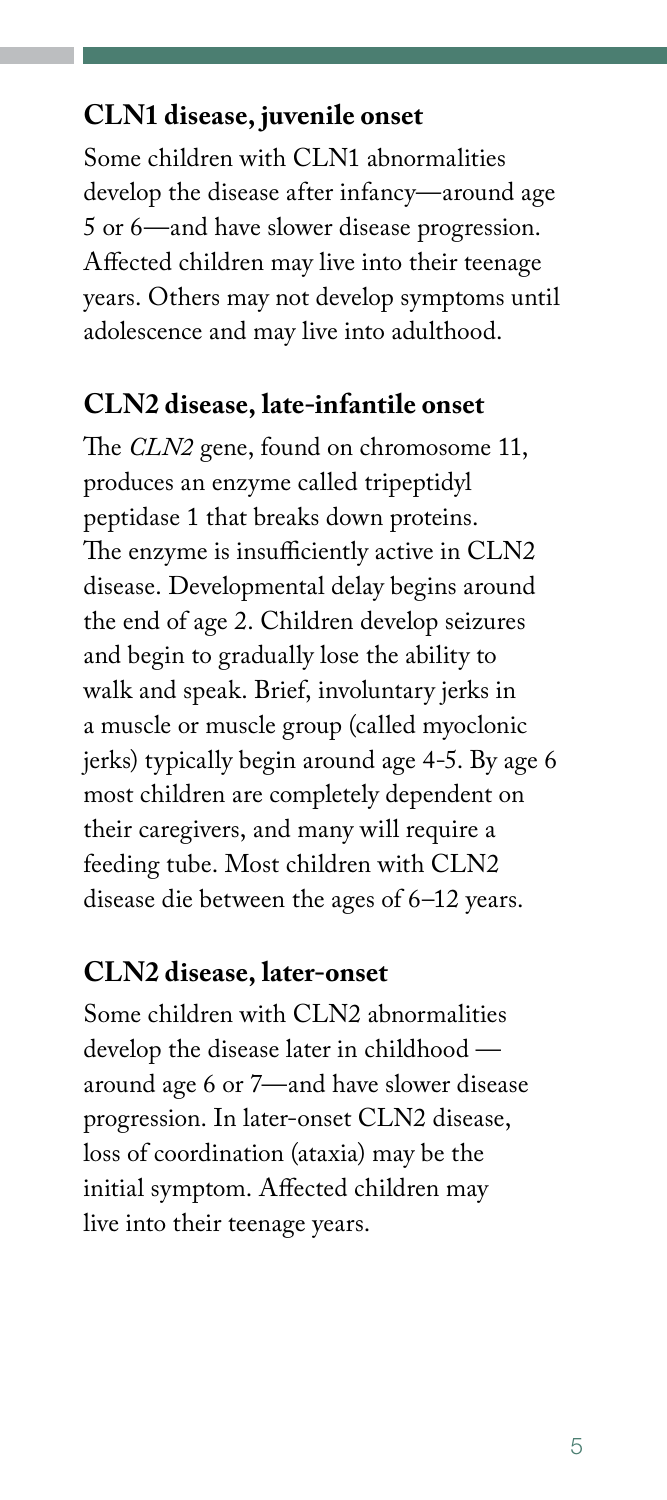### CLN1 disease, juvenile onset

Some children with CLN1 abnormalities develop the disease after infancy—around age 5 or 6—and have slower disease progression. Affected children may live into their teenage years. Others may not develop symptoms until adolescence and may live into adulthood.

### CLN2 disease, late-infantile onset

The *CLN2* gene, found on chromosome 11, produces an enzyme called tripeptidyl peptidase 1 that breaks down proteins. The enzyme is insufficiently active in CLN2 disease. Developmental delay begins around the end of age 2. Children develop seizures and begin to gradually lose the ability to walk and speak. Brief, involuntary jerks in a muscle or muscle group (called myoclonic jerks) typically begin around age 4-5. By age 6 most children are completely dependent on their caregivers, and many will require a feeding tube. Most children with CLN2 disease die between the ages of 6–12 years.

### CLN2 disease, later-onset

Some children with CLN2 abnormalities develop the disease later in childhood — around age 6 or 7—and have slower disease progression. In later-onset CLN2 disease, loss of coordination (ataxia) may be the initial symptom. Affected children may live into their teenage years.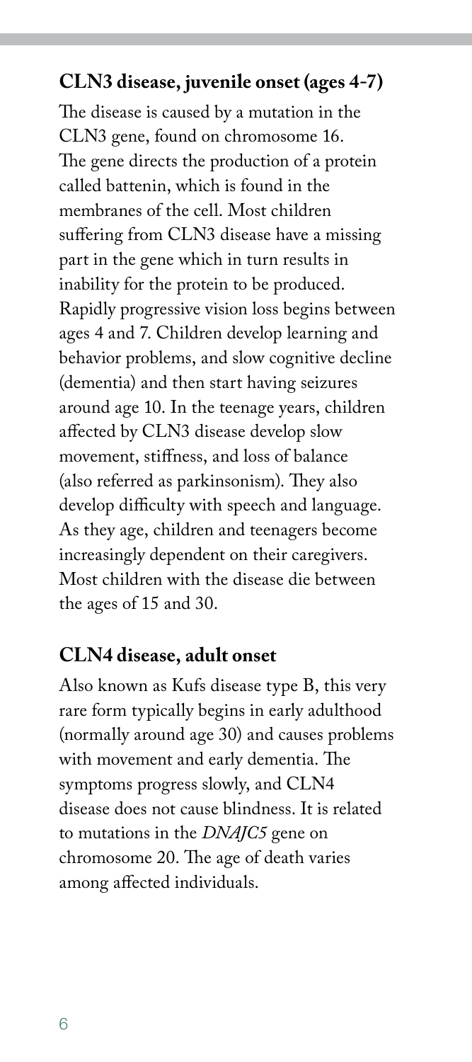### CLN3 disease, juvenile onset (ages 4-7)

The disease is caused by a mutation in the CLN3 gene, found on chromosome 16. The gene directs the production of a protein called battenin, which is found in the membranes of the cell. Most children suffering from CLN3 disease have a missing part in the gene which in turn results in inability for the protein to be produced. Rapidly progressive vision loss begins between ages 4 and 7. Children develop learning and behavior problems, and slow cognitive decline (dementia) and then start having seizures around age 10. In the teenage years, children affected by CLN3 disease develop slow movement, stiffness, and loss of balance (also referred as parkinsonism). They also develop difficulty with speech and language. As they age, children and teenagers become increasingly dependent on their caregivers. Most children with the disease die between the ages of 15 and 30.

### CLN4 disease, adult onset

Also known as Kufs disease type B, this very rare form typically begins in early adulthood (normally around age 30) and causes problems with movement and early dementia. The symptoms progress slowly, and CLN4 disease does not cause blindness. It is related to mutations in the *DNAJC5* gene on chromosome 20. The age of death varies among affected individuals.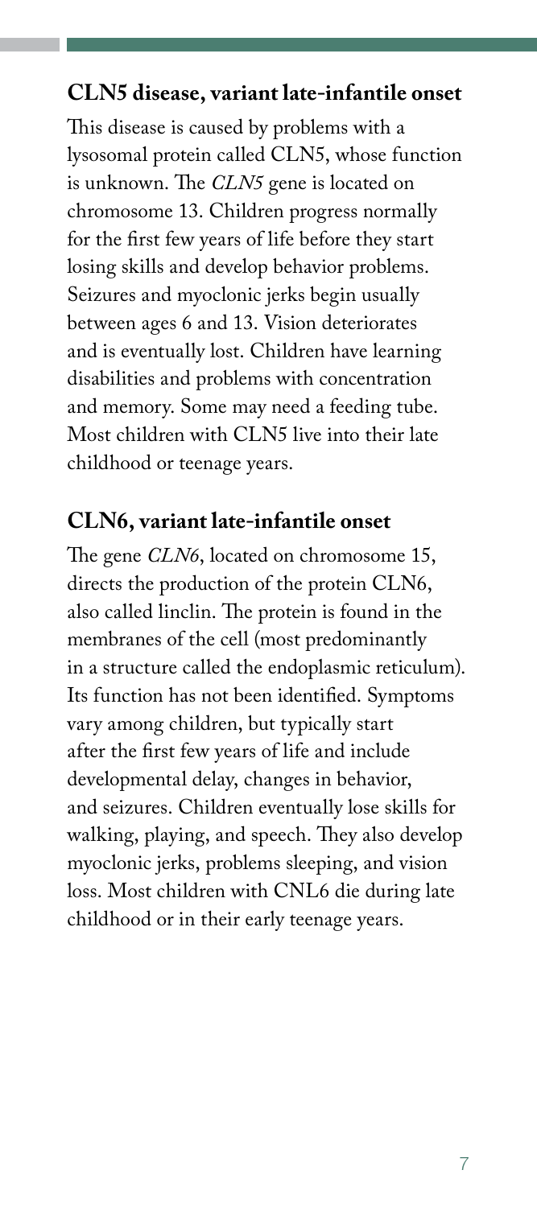## CLN5 disease, variant late-infantile onset

This disease is caused by problems with a lysosomal protein called CLN5, whose function is unknown. The *CLN5* gene is located on chromosome 13. Children progress normally for the first few years of life before they start losing skills and develop behavior problems. Seizures and myoclonic jerks begin usually between ages 6 and 13. Vision deteriorates and is eventually lost. Children have learning disabilities and problems with concentration and memory. Some may need a feeding tube. Most children with CLN5 live into their late childhood or teenage years.

## CLN6, variant late-infantile onset

The gene *CLN6*, located on chromosome 15, directs the production of the protein CLN6, also called linclin. The protein is found in the membranes of the cell (most predominantly in a structure called the endoplasmic reticulum). Its function has not been identified. Symptoms vary among children, but typically start after the first few years of life and include developmental delay, changes in behavior, and seizures. Children eventually lose skills for walking, playing, and speech. They also develop myoclonic jerks, problems sleeping, and vision loss. Most children with CNL6 die during late childhood or in their early teenage years.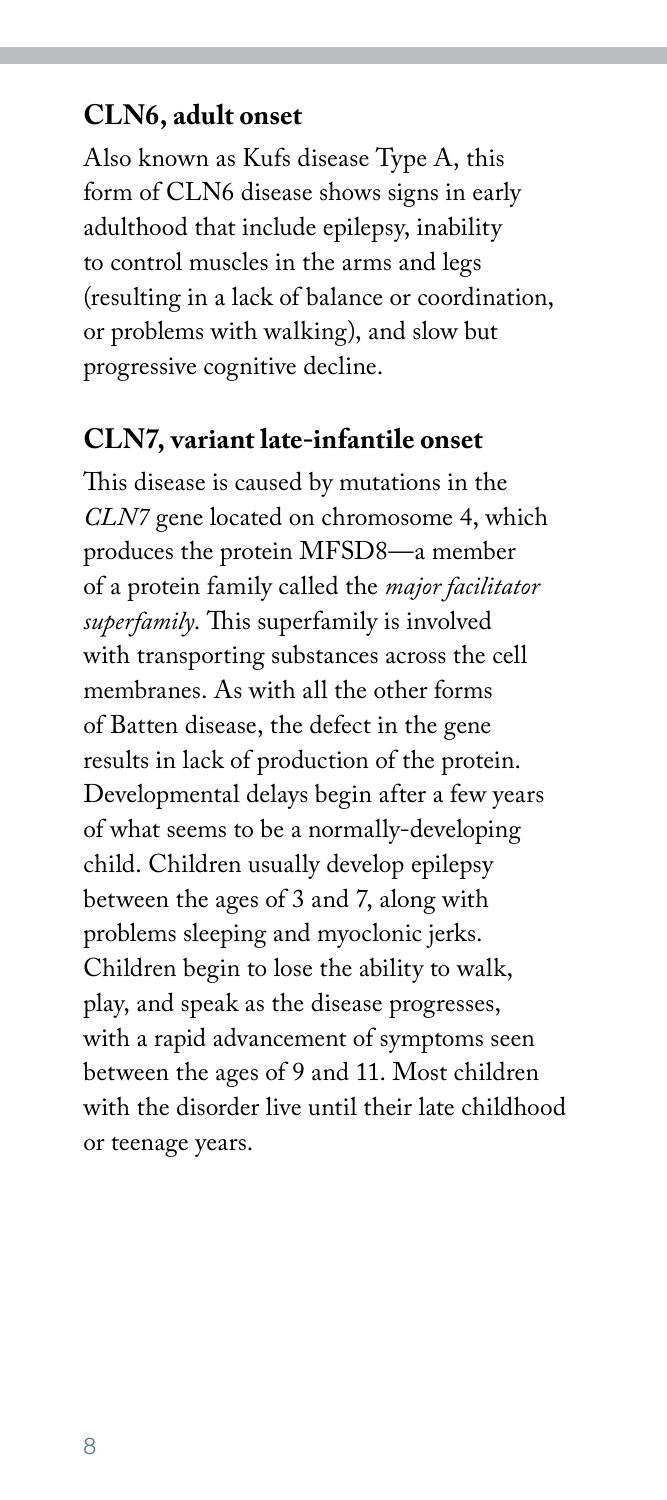### CLN6, adult onset

Also known as Kufs disease Type A, this form of CLN6 disease shows signs in early adulthood that include epilepsy, inability to control muscles in the arms and legs (resulting in a lack of balance or coordination, or problems with walking), and slow but progressive cognitive decline.

### CLN7, variant late-infantile onset

This disease is caused by mutations in the *CLN7* gene located on chromosome 4, which produces the protein MFSD8—a member of a protein family called the *major facilitator superfamily*. This superfamily is involved with transporting substances across the cell membranes. As with all the other forms of Batten disease, the defect in the gene results in lack of production of the protein. Developmental delays begin after a few years of what seems to be a normally-developing child. Children usually develop epilepsy between the ages of 3 and 7, along with problems sleeping and myoclonic jerks. Children begin to lose the ability to walk, play, and speak as the disease progresses, with a rapid advancement of symptoms seen between the ages of 9 and 11. Most children with the disorder live until their late childhood or teenage years.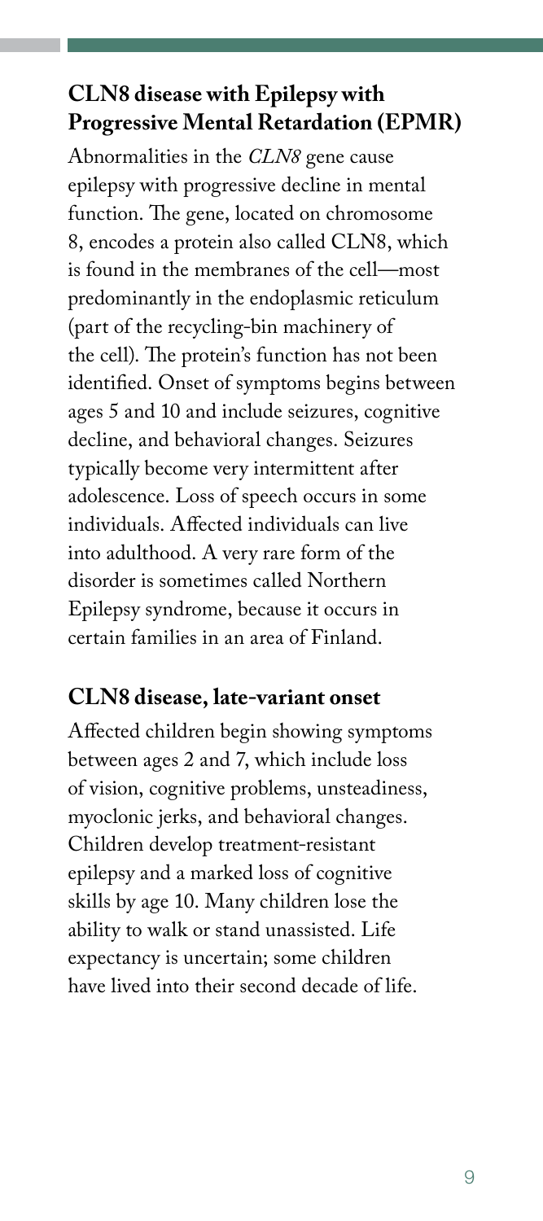## CLN8 disease with Epilepsy with Progressive Mental Retardation (EPMR)

Abnormalities in the *CLN8* gene cause epilepsy with progressive decline in mental function. The gene, located on chromosome 8, encodes a protein also called CLN8, which is found in the membranes of the cell—most predominantly in the endoplasmic reticulum (part of the recycling-bin machinery of the cell). The protein's function has not been identified. Onset of symptoms begins between ages 5 and 10 and include seizures, cognitive decline, and behavioral changes. Seizures typically become very intermittent after adolescence. Loss of speech occurs in some individuals. Affected individuals can live into adulthood. A very rare form of the disorder is sometimes called Northern Epilepsy syndrome, because it occurs in certain families in an area of Finland.

## CLN8 disease, late-variant onset

Affected children begin showing symptoms between ages 2 and 7, which include loss of vision, cognitive problems, unsteadiness, myoclonic jerks, and behavioral changes. Children develop treatment-resistant epilepsy and a marked loss of cognitive skills by age 10. Many children lose the ability to walk or stand unassisted. Life expectancy is uncertain; some children have lived into their second decade of life.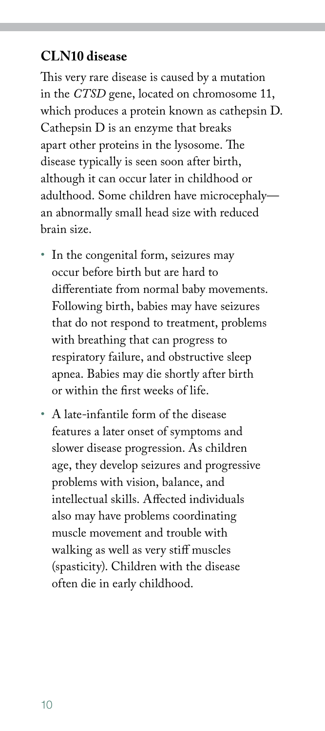### CLN10 disease

This very rare disease is caused by a mutation in the *CTSD* gene, located on chromosome 11, which produces a protein known as cathepsin D. Cathepsin D is an enzyme that breaks apart other proteins in the lysosome. The disease typically is seen soon after birth, although it can occur later in childhood or adulthood. Some children have microcephaly—an abnormally small head size with reduced brain size.

- In the congenital form, seizures may occur before birth but are hard to differentiate from normal baby movements. Following birth, babies may have seizures that do not respond to treatment, problems with breathing that can progress to respiratory failure, and obstructive sleep apnea. Babies may die shortly after birth or within the first weeks of life.
- A late-infantile form of the disease features a later onset of symptoms and slower disease progression. As children age, they develop seizures and progressive problems with vision, balance, and intellectual skills. Affected individuals also may have problems coordinating muscle movement and trouble with walking as well as very stiff muscles (spasticity). Children with the disease often die in early childhood.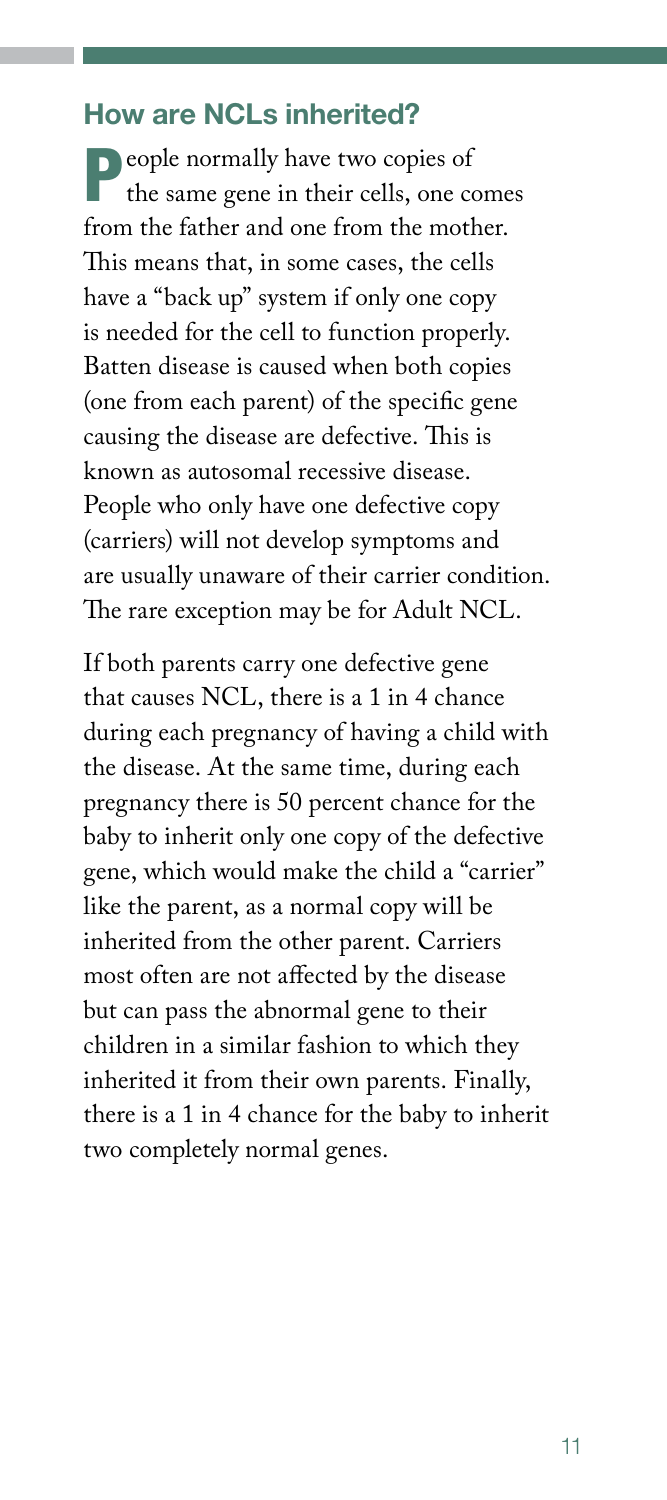## How are NCLs inherited?

People normally have two copies of the same gene in their cells, one comes from the father and one from the mother. This means that, in some cases, the cells have a "back up" system if only one copy is needed for the cell to function properly. Batten disease is caused when both copies (one from each parent) of the specific gene causing the disease are defective. This is known as autosomal recessive disease. People who only have one defective copy (carriers) will not develop symptoms and are usually unaware of their carrier condition. The rare exception may be for Adult NCL.

If both parents carry one defective gene that causes NCL, there is a 1 in 4 chance during each pregnancy of having a child with the disease. At the same time, during each pregnancy there is 50 percent chance for the baby to inherit only one copy of the defective gene, which would make the child a "carrier" like the parent, as a normal copy will be inherited from the other parent. Carriers most often are not affected by the disease but can pass the abnormal gene to their children in a similar fashion to which they inherited it from their own parents. Finally, there is a 1 in 4 chance for the baby to inherit two completely normal genes.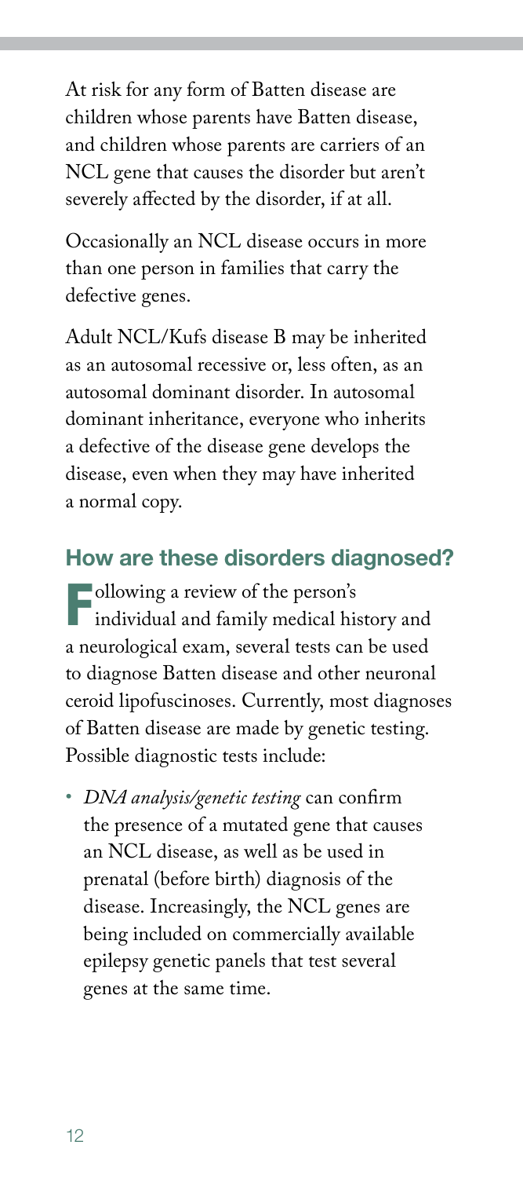At risk for any form of Batten disease are children whose parents have Batten disease, and children whose parents are carriers of an NCL gene that causes the disorder but aren't severely affected by the disorder, if at all.

Occasionally an NCL disease occurs in more than one person in families that carry the defective genes.

Adult NCL/Kufs disease B may be inherited as an autosomal recessive or, less often, as an autosomal dominant disorder. In autosomal dominant inheritance, everyone who inherits a defective of the disease gene develops the disease, even when they may have inherited a normal copy.

## How are these disorders diagnosed?

Following a review of the person's individual and family medical history and a neurological exam, several tests can be used to diagnose Batten disease and other neuronal ceroid lipofuscinoses. Currently, most diagnoses of Batten disease are made by genetic testing. Possible diagnostic tests include:

- *DNA analysis/genetic testing* can confirm the presence of a mutated gene that causes an NCL disease, as well as be used in prenatal (before birth) diagnosis of the disease. Increasingly, the NCL genes are being included on commercially available epilepsy genetic panels that test several genes at the same time.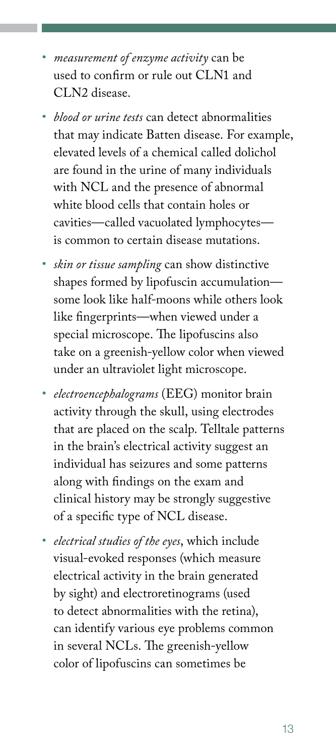- *measurement of enzyme activity* can be used to confirm or rule out CLN1 and CLN2 disease.
- *blood or urine tests* can detect abnormalities that may indicate Batten disease. For example, elevated levels of a chemical called dolichol are found in the urine of many individuals with NCL and the presence of abnormal white blood cells that contain holes or cavities—called vacuolated lymphocytes—is common to certain disease mutations.
- *skin or tissue sampling* can show distinctive shapes formed by lipofuscin accumulation—some look like half-moons while others look like fingerprints—when viewed under a special microscope. The lipofuscins also take on a greenish-yellow color when viewed under an ultraviolet light microscope.
- *electroencephalograms* (EEG) monitor brain activity through the skull, using electrodes that are placed on the scalp. Telltale patterns in the brain's electrical activity suggest an individual has seizures and some patterns along with findings on the exam and clinical history may be strongly suggestive of a specific type of NCL disease.
- *electrical studies of the eyes*, which include visual-evoked responses (which measure electrical activity in the brain generated by sight) and electroretinograms (used to detect abnormalities with the retina), can identify various eye problems common in several NCLs. The greenish-yellow color of lipofuscins can sometimes be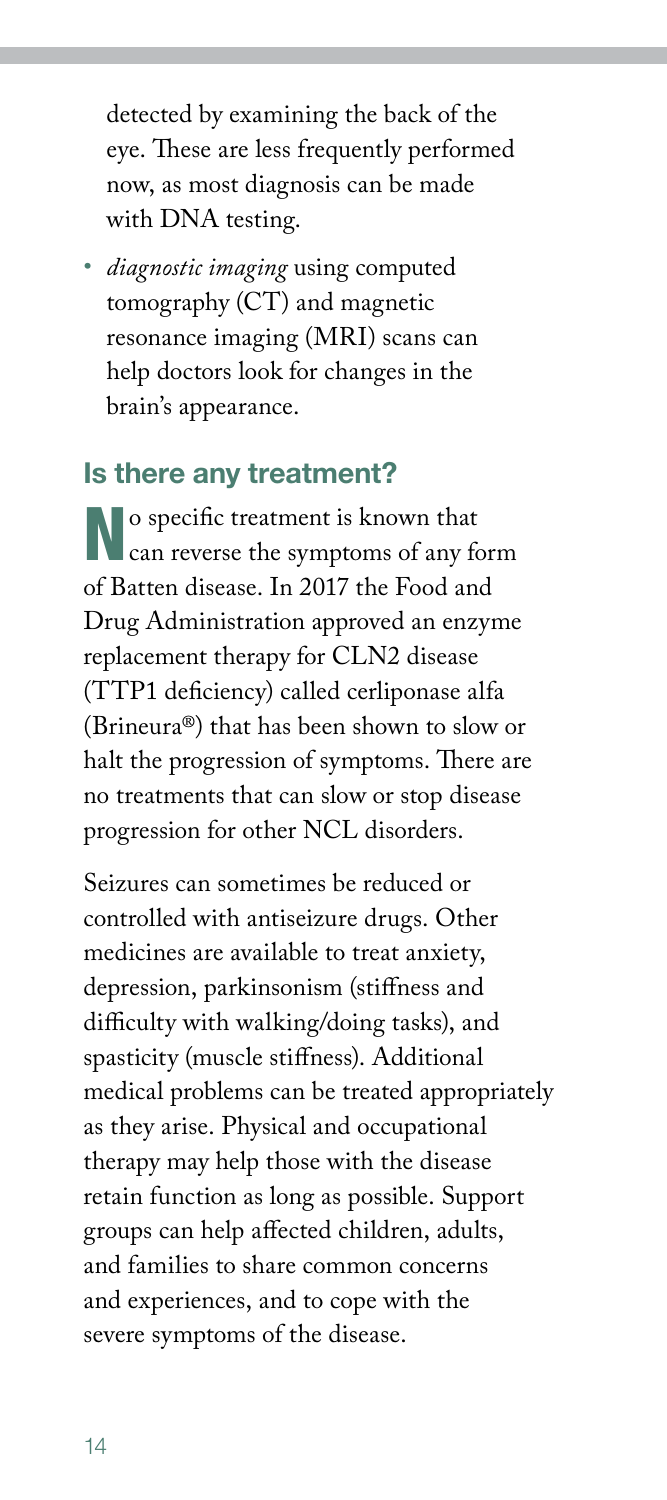detected by examining the back of the eye. These are less frequently performed now, as most diagnosis can be made with DNA testing.

- *diagnostic imaging* using computed tomography (CT) and magnetic resonance imaging (MRI) scans can help doctors look for changes in the brain's appearance.

## Is there any treatment?

No specific treatment is known that can reverse the symptoms of any form of Batten disease. In 2017 the Food and Drug Administration approved an enzyme replacement therapy for CLN2 disease (TTP1 deficiency) called cerliponase alfa (Brineura®) that has been shown to slow or halt the progression of symptoms. There are no treatments that can slow or stop disease progression for other NCL disorders.

Seizures can sometimes be reduced or controlled with antiseizure drugs. Other medicines are available to treat anxiety, depression, parkinsonism (stiffness and difficulty with walking/doing tasks), and spasticity (muscle stiffness). Additional medical problems can be treated appropriately as they arise. Physical and occupational therapy may help those with the disease retain function as long as possible. Support groups can help affected children, adults, and families to share common concerns and experiences, and to cope with the severe symptoms of the disease.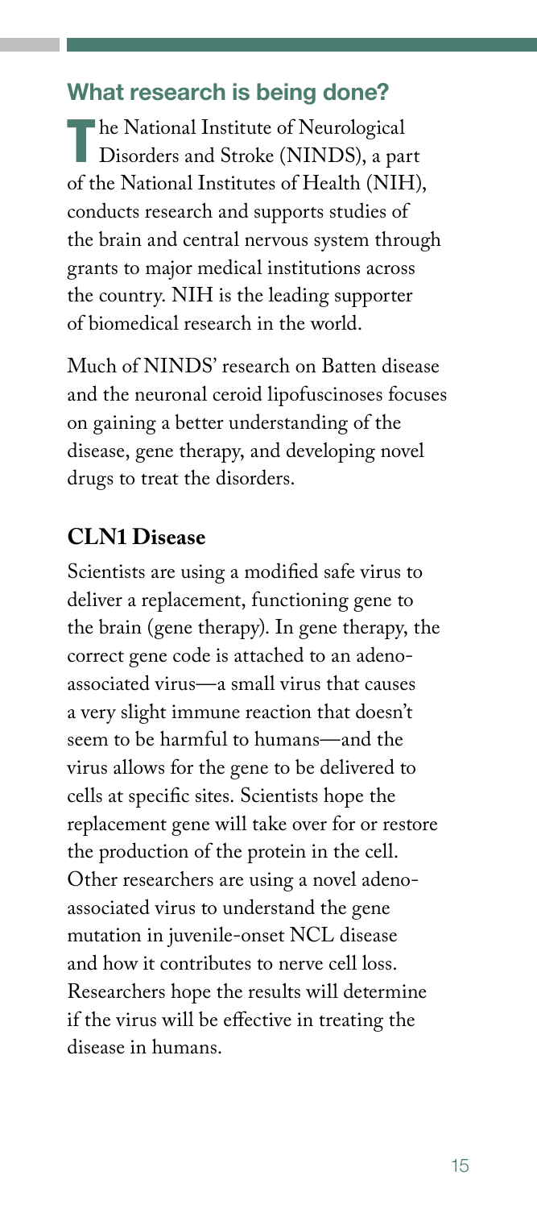## What research is being done?

The National Institute of Neurological Disorders and Stroke (NINDS), a part of the National Institutes of Health (NIH), conducts research and supports studies of the brain and central nervous system through grants to major medical institutions across the country. NIH is the leading supporter of biomedical research in the world.

Much of NINDS' research on Batten disease and the neuronal ceroid lipofuscinoses focuses on gaining a better understanding of the disease, gene therapy, and developing novel drugs to treat the disorders.

### CLN1 Disease

Scientists are using a modified safe virus to deliver a replacement, functioning gene to the brain (gene therapy). In gene therapy, the correct gene code is attached to an adeno-associated virus—a small virus that causes a very slight immune reaction that doesn't seem to be harmful to humans—and the virus allows for the gene to be delivered to cells at specific sites. Scientists hope the replacement gene will take over for or restore the production of the protein in the cell. Other researchers are using a novel adeno-associated virus to understand the gene mutation in juvenile-onset NCL disease and how it contributes to nerve cell loss. Researchers hope the results will determine if the virus will be effective in treating the disease in humans.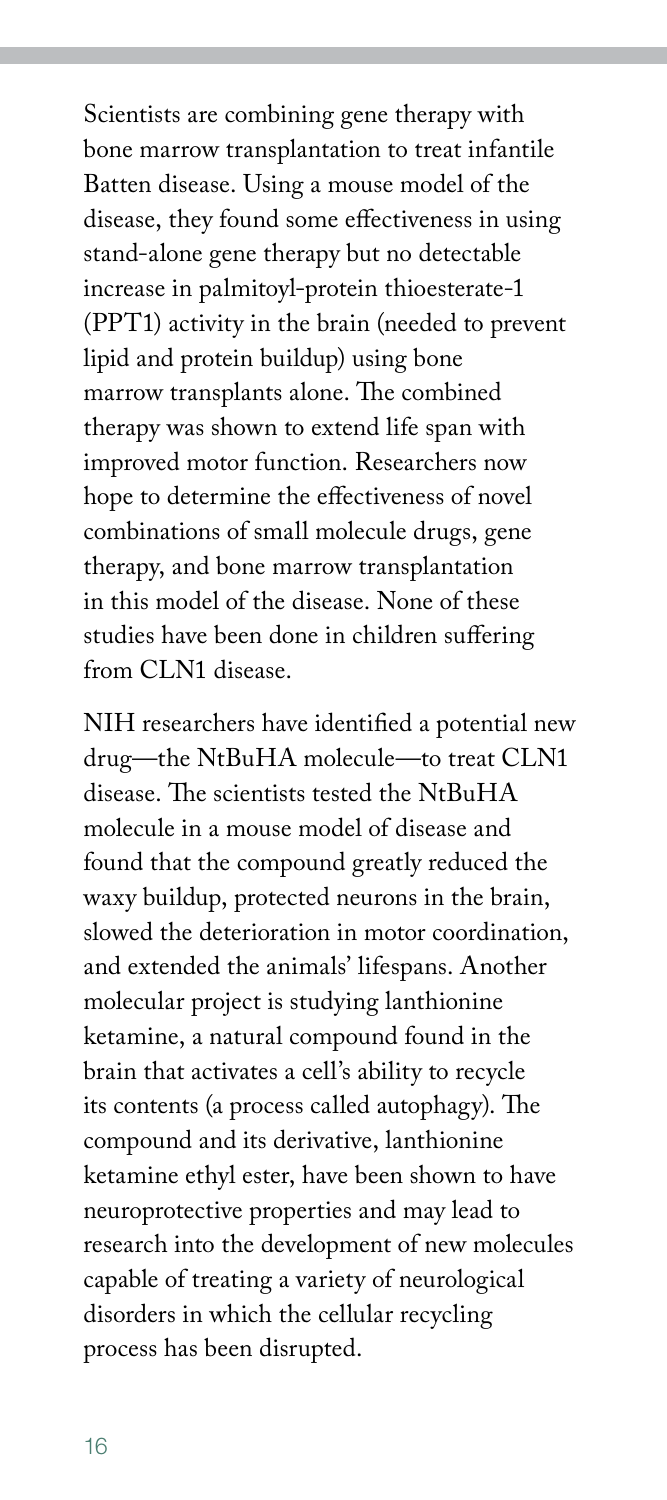Scientists are combining gene therapy with bone marrow transplantation to treat infantile Batten disease. Using a mouse model of the disease, they found some effectiveness in using stand-alone gene therapy but no detectable increase in palmitoyl-protein thioesterate-1 (PPT1) activity in the brain (needed to prevent lipid and protein buildup) using bone marrow transplants alone. The combined therapy was shown to extend life span with improved motor function. Researchers now hope to determine the effectiveness of novel combinations of small molecule drugs, gene therapy, and bone marrow transplantation in this model of the disease. None of these studies have been done in children suffering from CLN1 disease.

NIH researchers have identified a potential new drug—the NtBuHA molecule—to treat CLN1 disease. The scientists tested the NtBuHA molecule in a mouse model of disease and found that the compound greatly reduced the waxy buildup, protected neurons in the brain, slowed the deterioration in motor coordination, and extended the animals' lifespans. Another molecular project is studying lanthionine ketamine, a natural compound found in the brain that activates a cell's ability to recycle its contents (a process called autophagy). The compound and its derivative, lanthionine ketamine ethyl ester, have been shown to have neuroprotective properties and may lead to research into the development of new molecules capable of treating a variety of neurological disorders in which the cellular recycling process has been disrupted.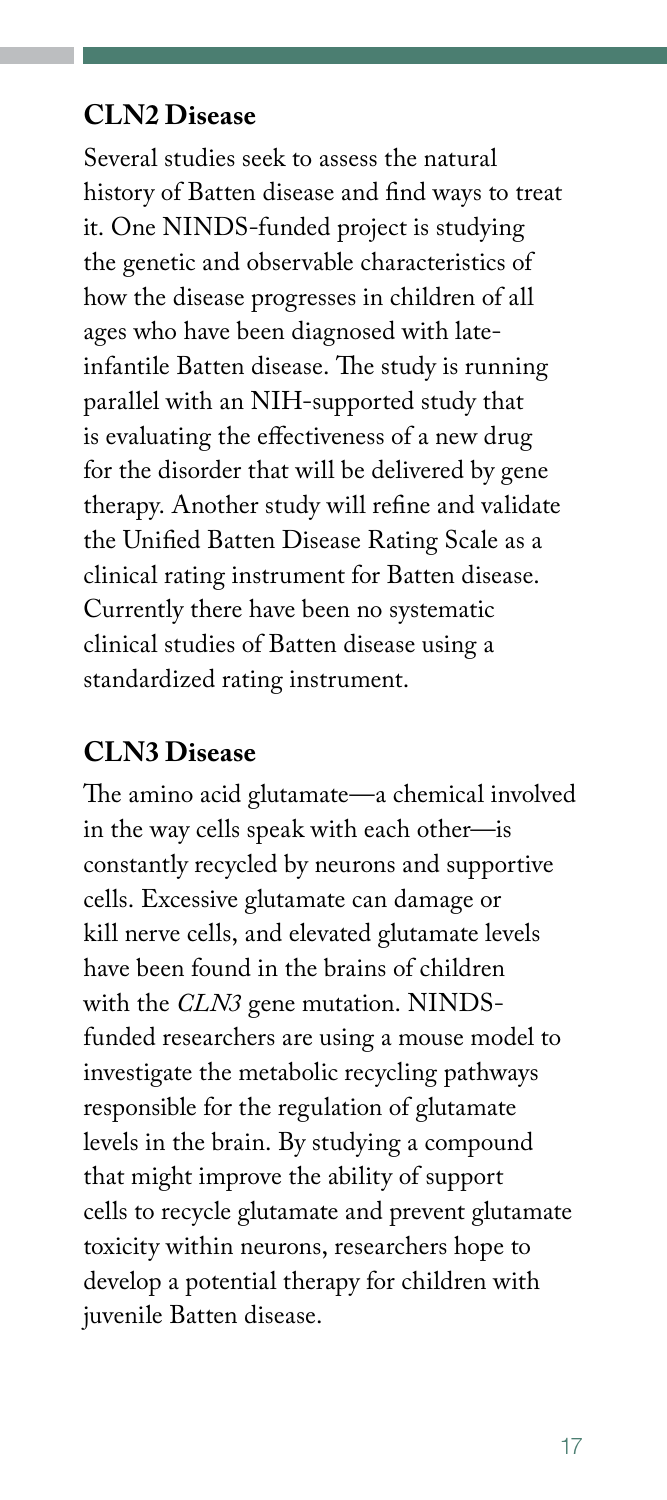## CLN2 Disease

Several studies seek to assess the natural history of Batten disease and find ways to treat it. One NINDS-funded project is studying the genetic and observable characteristics of how the disease progresses in children of all ages who have been diagnosed with late-infantile Batten disease. The study is running parallel with an NIH-supported study that is evaluating the effectiveness of a new drug for the disorder that will be delivered by gene therapy. Another study will refine and validate the Unified Batten Disease Rating Scale as a clinical rating instrument for Batten disease. Currently there have been no systematic clinical studies of Batten disease using a standardized rating instrument.

## CLN3 Disease

The amino acid glutamate—a chemical involved in the way cells speak with each other—is constantly recycled by neurons and supportive cells. Excessive glutamate can damage or kill nerve cells, and elevated glutamate levels have been found in the brains of children with the *CLN3* gene mutation. NINDS-funded researchers are using a mouse model to investigate the metabolic recycling pathways responsible for the regulation of glutamate levels in the brain. By studying a compound that might improve the ability of support cells to recycle glutamate and prevent glutamate toxicity within neurons, researchers hope to develop a potential therapy for children with juvenile Batten disease.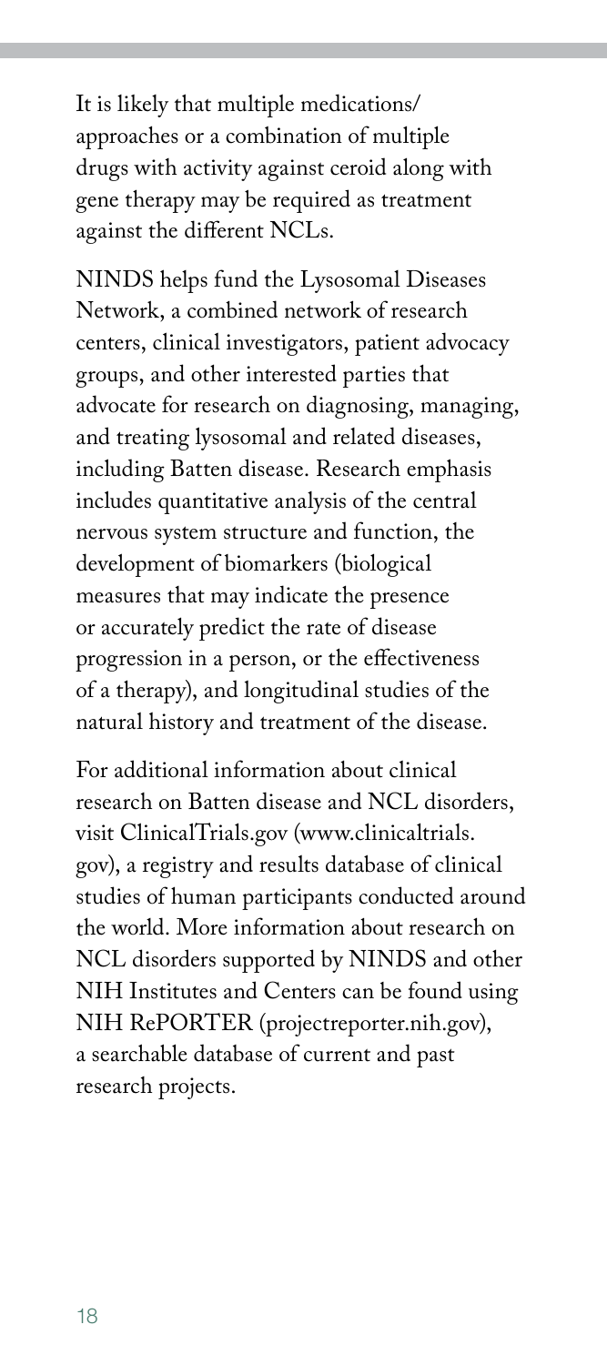It is likely that multiple medications/approaches or a combination of multiple drugs with activity against ceroid along with gene therapy may be required as treatment against the different NCLs.

NINDS helps fund the Lysosomal Diseases Network, a combined network of research centers, clinical investigators, patient advocacy groups, and other interested parties that advocate for research on diagnosing, managing, and treating lysosomal and related diseases, including Batten disease. Research emphasis includes quantitative analysis of the central nervous system structure and function, the development of biomarkers (biological measures that may indicate the presence or accurately predict the rate of disease progression in a person, or the effectiveness of a therapy), and longitudinal studies of the natural history and treatment of the disease.

For additional information about clinical research on Batten disease and NCL disorders, visit ClinicalTrials.gov (www.clinicaltrials.gov), a registry and results database of clinical studies of human participants conducted around the world. More information about research on NCL disorders supported by NINDS and other NIH Institutes and Centers can be found using NIH RePORTER (projectreporter.nih.gov), a searchable database of current and past research projects.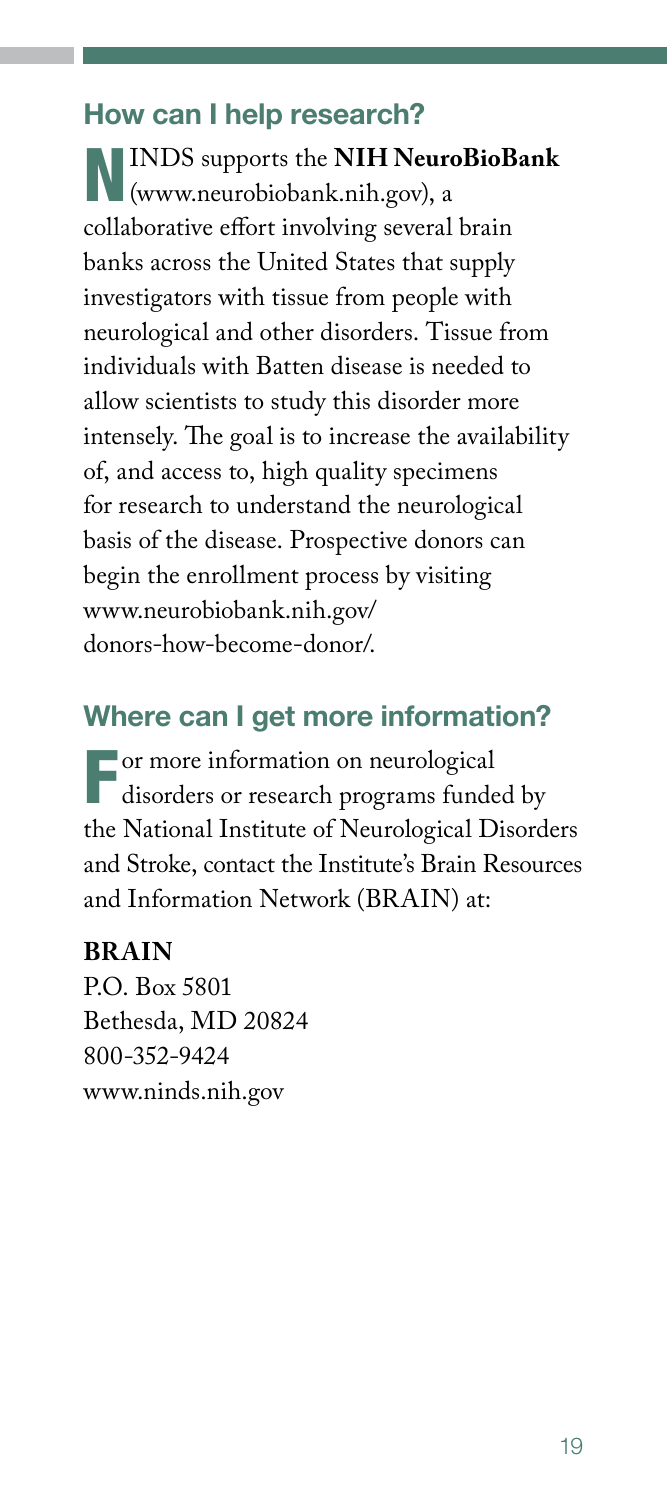## How can I help research?

NINDS supports the **NIH NeuroBioBank** (www.neurobiobank.nih.gov), a collaborative effort involving several brain banks across the United States that supply investigators with tissue from people with neurological and other disorders. Tissue from individuals with Batten disease is needed to allow scientists to study this disorder more intensely. The goal is to increase the availability of, and access to, high quality specimens for research to understand the neurological basis of the disease. Prospective donors can begin the enrollment process by visiting www.neurobiobank.nih.gov/donors-how-become-donor/.

## Where can I get more information?

For more information on neurological disorders or research programs funded by the National Institute of Neurological Disorders and Stroke, contact the Institute's Brain Resources and Information Network (BRAIN) at:

**BRAIN**
P.O. Box 5801
Bethesda, MD 20824
800-352-9424
www.ninds.nih.gov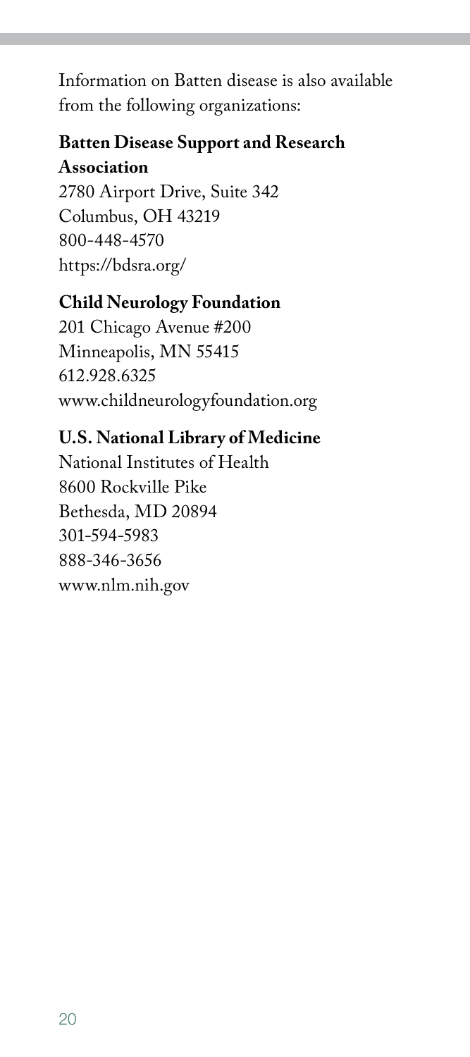Information on Batten disease is also available from the following organizations:

**Batten Disease Support and Research Association**
2780 Airport Drive, Suite 342
Columbus, OH 43219
800-448-4570
https://bdsra.org/

**Child Neurology Foundation**
201 Chicago Avenue #200
Minneapolis, MN 55415
612.928.6325
www.childneurologyfoundation.org

**U.S. National Library of Medicine**
National Institutes of Health
8600 Rockville Pike
Bethesda, MD 20894
301-594-5983
888-346-3656
www.nlm.nih.gov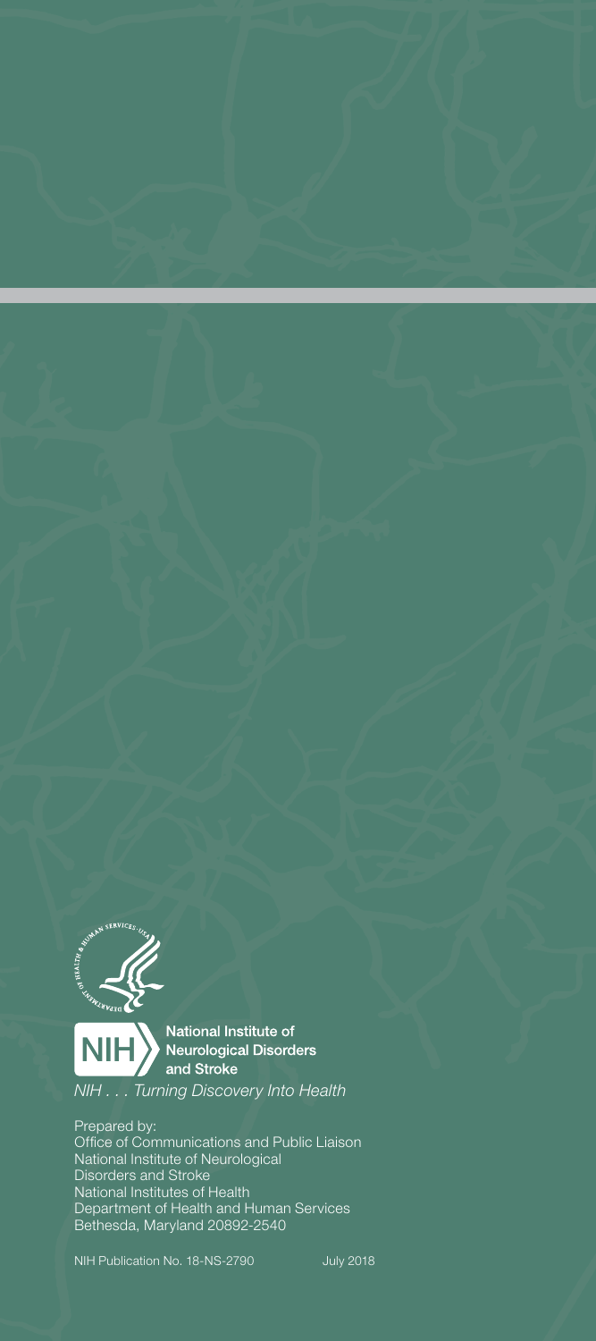National Institute of Neurological Disorders and Stroke

*NIH . . . Turning Discovery Into Health*

Prepared by:
Office of Communications and Public Liaison
National Institute of Neurological Disorders and Stroke
National Institutes of Health
Department of Health and Human Services
Bethesda, Maryland 20892-2540

NIH Publication No. 18-NS-2790

July 2018